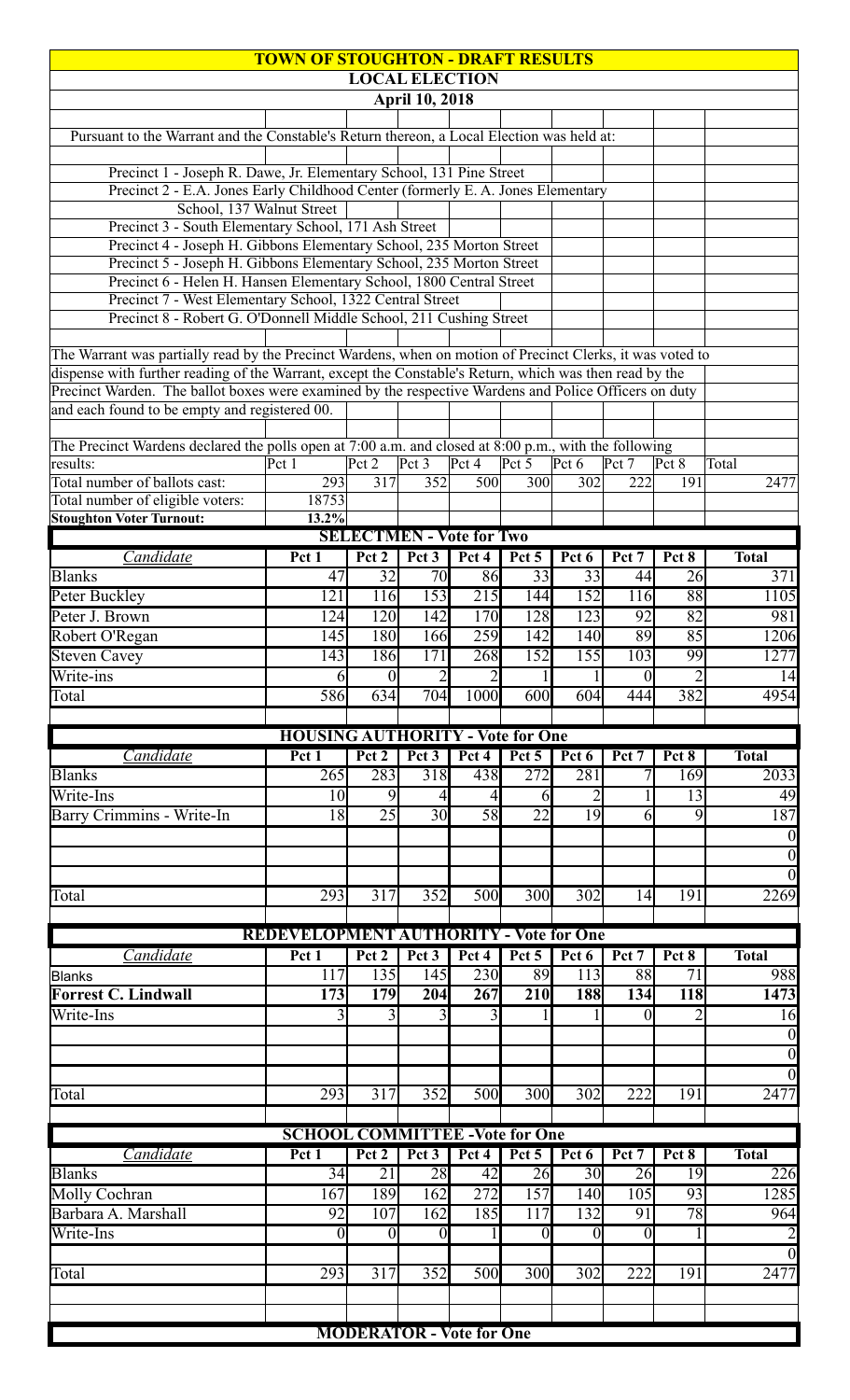# TOWN OF STOUGHTON - DRAFT RESULTS

## LOCAL ELECTION

### April 10, 2018

Pursuant to the Warrant and the Constable's Return thereon, a Local Election was held at:

Precinct 1 - Joseph R. Dawe, Jr. Elementary School, 131 Pine Street
Precinct 2 - E.A. Jones Early Childhood Center (formerly E. A. Jones Elementary School, 137 Walnut Street
Precinct 3 - South Elementary School, 171 Ash Street
Precinct 4 - Joseph H. Gibbons Elementary School, 235 Morton Street
Precinct 5 - Joseph H. Gibbons Elementary School, 235 Morton Street
Precinct 6 - Helen H. Hansen Elementary School, 1800 Central Street
Precinct 7 - West Elementary School, 1322 Central Street
Precinct 8 - Robert G. O'Donnell Middle School, 211 Cushing Street

The Warrant was partially read by the Precinct Wardens, when on motion of Precinct Clerks, it was voted to dispense with further reading of the Warrant, except the Constable's Return, which was then read by the Precinct Warden. The ballot boxes were examined by the respective Wardens and Police Officers on duty and each found to be empty and registered 00.

The Precinct Wardens declared the polls open at 7:00 a.m. and closed at 8:00 p.m., with the following results:

| | Pct 1 | Pct 2 | Pct 3 | Pct 4 | Pct 5 | Pct 6 | Pct 7 | Pct 8 | Total |
|---|---|---|---|---|---|---|---|---|---|
| Total number of ballots cast: | 293 | 317 | 352 | 500 | 300 | 302 | 222 | 191 | 2477 |
| Total number of eligible voters: | 18753 | | | | | | | | |
| **Stoughton Voter Turnout:** | **13.2%** | | | | | | | | |

**SELECTMEN - Vote for Two**

| *Candidate* | Pct 1 | Pct 2 | Pct 3 | Pct 4 | Pct 5 | Pct 6 | Pct 7 | Pct 8 | Total |
|---|---|---|---|---|---|---|---|---|---|
| Blanks | 47 | 32 | 70 | 86 | 33 | 33 | 44 | 26 | 371 |
| Peter Buckley | 121 | 116 | 153 | 215 | 144 | 152 | 116 | 88 | 1105 |
| Peter J. Brown | 124 | 120 | 142 | 170 | 128 | 123 | 92 | 82 | 981 |
| Robert O'Regan | 145 | 180 | 166 | 259 | 142 | 140 | 89 | 85 | 1206 |
| Steven Cavey | 143 | 186 | 171 | 268 | 152 | 155 | 103 | 99 | 1277 |
| Write-ins | 6 | 0 | 2 | 2 | 1 | 1 | 0 | 2 | 14 |
| Total | 586 | 634 | 704 | 1000 | 600 | 604 | 444 | 382 | 4954 |

**HOUSING AUTHORITY - Vote for One**

| *Candidate* | Pct 1 | Pct 2 | Pct 3 | Pct 4 | Pct 5 | Pct 6 | Pct 7 | Pct 8 | Total |
|---|---|---|---|---|---|---|---|---|---|
| Blanks | 265 | 283 | 318 | 438 | 272 | 281 | 7 | 169 | 2033 |
| Write-Ins | 10 | 9 | 4 | 4 | 6 | 2 | 1 | 13 | 49 |
| Barry Crimmins - Write-In | 18 | 25 | 30 | 58 | 22 | 19 | 6 | 9 | 187 |
| | | | | | | | | | 0 |
| | | | | | | | | | 0 |
| | | | | | | | | | 0 |
| Total | 293 | 317 | 352 | 500 | 300 | 302 | 14 | 191 | 2269 |

**REDEVELOPMENT AUTHORITY - Vote for One**

| *Candidate* | Pct 1 | Pct 2 | Pct 3 | Pct 4 | Pct 5 | Pct 6 | Pct 7 | Pct 8 | Total |
|---|---|---|---|---|---|---|---|---|---|
| Blanks | 117 | 135 | 145 | 230 | 89 | 113 | 88 | 71 | 988 |
| **Forrest C. Lindwall** | **173** | **179** | **204** | **267** | **210** | **188** | **134** | **118** | **1473** |
| Write-Ins | 3 | 3 | 3 | 3 | 1 | 1 | 0 | 2 | 16 |
| | | | | | | | | | 0 |
| | | | | | | | | | 0 |
| | | | | | | | | | 0 |
| Total | 293 | 317 | 352 | 500 | 300 | 302 | 222 | 191 | 2477 |

**SCHOOL COMMITTEE -Vote for One**

| *Candidate* | Pct 1 | Pct 2 | Pct 3 | Pct 4 | Pct 5 | Pct 6 | Pct 7 | Pct 8 | Total |
|---|---|---|---|---|---|---|---|---|---|
| Blanks | 34 | 21 | 28 | 42 | 26 | 30 | 26 | 19 | 226 |
| Molly Cochran | 167 | 189 | 162 | 272 | 157 | 140 | 105 | 93 | 1285 |
| Barbara A. Marshall | 92 | 107 | 162 | 185 | 117 | 132 | 91 | 78 | 964 |
| Write-Ins | 0 | 0 | 0 | 1 | 0 | 0 | 0 | 1 | 2 |
| | | | | | | | | | 0 |
| Total | 293 | 317 | 352 | 500 | 300 | 302 | 222 | 191 | 2477 |

**MODERATOR - Vote for One**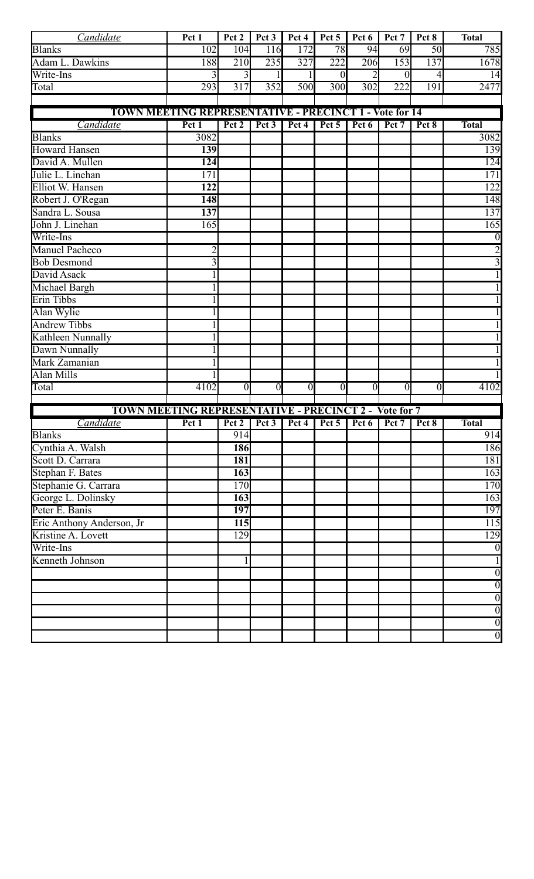| *Candidate* | Pct 1 | Pct 2 | Pct 3 | Pct 4 | Pct 5 | Pct 6 | Pct 7 | Pct 8 | Total |
|---|---|---|---|---|---|---|---|---|---|
| Blanks | 102 | 104 | 116 | 172 | 78 | 94 | 69 | 50 | 785 |
| Adam L. Dawkins | 188 | 210 | 235 | 327 | 222 | 206 | 153 | 137 | 1678 |
| Write-Ins | 3 | 3 | 1 | 1 | 0 | 2 | 0 | 4 | 14 |
| Total | 293 | 317 | 352 | 500 | 300 | 302 | 222 | 191 | 2477 |

## TOWN MEETING REPRESENTATIVE - PRECINCT 1 - Vote for 14

| *Candidate* | Pct 1 | Pct 2 | Pct 3 | Pct 4 | Pct 5 | Pct 6 | Pct 7 | Pct 8 | Total |
|---|---|---|---|---|---|---|---|---|---|
| Blanks | 3082 | | | | | | | | 3082 |
| Howard Hansen | **139** | | | | | | | | 139 |
| David A. Mullen | **124** | | | | | | | | 124 |
| Julie L. Linehan | 171 | | | | | | | | 171 |
| Elliot W. Hansen | **122** | | | | | | | | 122 |
| Robert J. O'Regan | **148** | | | | | | | | 148 |
| Sandra L. Sousa | **137** | | | | | | | | 137 |
| John J. Linehan | 165 | | | | | | | | 165 |
| Write-Ins | | | | | | | | | 0 |
| Manuel Pacheco | 2 | | | | | | | | 2 |
| Bob Desmond | 3 | | | | | | | | 3 |
| David Asack | 1 | | | | | | | | 1 |
| Michael Bargh | 1 | | | | | | | | 1 |
| Erin Tibbs | 1 | | | | | | | | 1 |
| Alan Wylie | 1 | | | | | | | | 1 |
| Andrew Tibbs | 1 | | | | | | | | 1 |
| Kathleen Nunnally | 1 | | | | | | | | 1 |
| Dawn Nunnally | 1 | | | | | | | | 1 |
| Mark Zamanian | 1 | | | | | | | | 1 |
| Alan Mills | 1 | | | | | | | | 1 |
| Total | 4102 | 0 | 0 | 0 | 0 | 0 | 0 | 0 | 4102 |

## TOWN MEETING REPRESENTATIVE - PRECINCT 2 - Vote for 7

| *Candidate* | Pct 1 | Pct 2 | Pct 3 | Pct 4 | Pct 5 | Pct 6 | Pct 7 | Pct 8 | Total |
|---|---|---|---|---|---|---|---|---|---|
| Blanks | | 914 | | | | | | | 914 |
| Cynthia A. Walsh | | **186** | | | | | | | 186 |
| Scott D. Carrara | | **181** | | | | | | | 181 |
| Stephan F. Bates | | **163** | | | | | | | 163 |
| Stephanie G. Carrara | | 170 | | | | | | | 170 |
| George L. Dolinsky | | **163** | | | | | | | 163 |
| Peter E. Banis | | **197** | | | | | | | 197 |
| Eric Anthony Anderson, Jr | | **115** | | | | | | | 115 |
| Kristine A. Lovett | | 129 | | | | | | | 129 |
| Write-Ins | | | | | | | | | 0 |
| Kenneth Johnson | | 1 | | | | | | | 1 |
| | | | | | | | | | 0 |
| | | | | | | | | | 0 |
| | | | | | | | | | 0 |
| | | | | | | | | | 0 |
| | | | | | | | | | 0 |
| | | | | | | | | | 0 |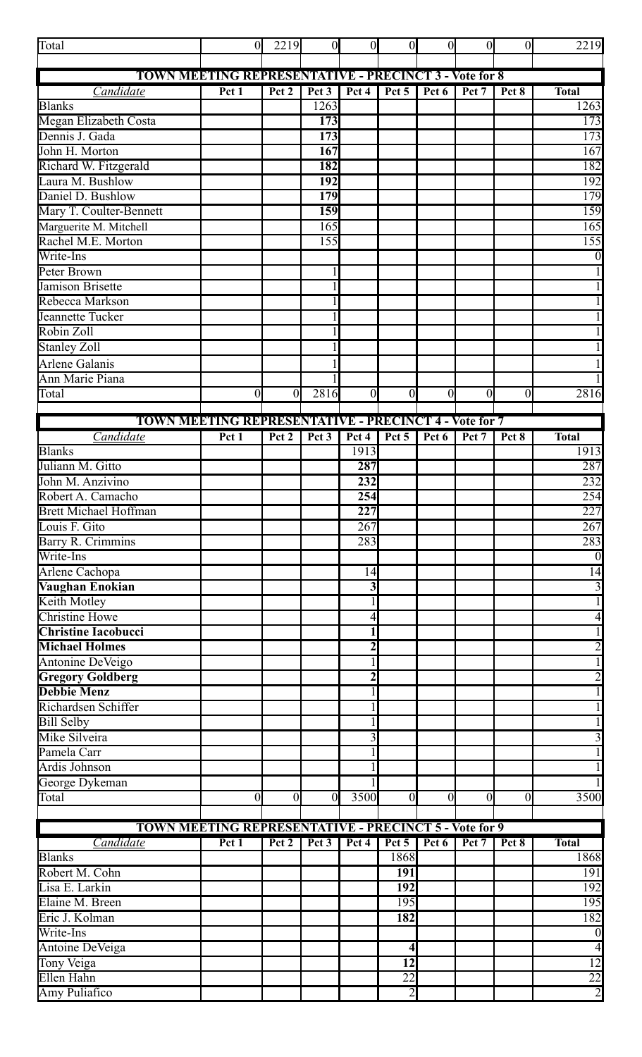| Total | 0 | 2219 | 0 | 0 | 0 | 0 | 0 | 0 | 2219 |
|---|---|---|---|---|---|---|---|---|---|

**TOWN MEETING REPRESENTATIVE - PRECINCT 3 - Vote for 8**

| *Candidate* | Pct 1 | Pct 2 | Pct 3 | Pct 4 | Pct 5 | Pct 6 | Pct 7 | Pct 8 | Total |
|---|---|---|---|---|---|---|---|---|---|
| Blanks | | | 1263 | | | | | | 1263 |
| Megan Elizabeth Costa | | | **173** | | | | | | 173 |
| Dennis J. Gada | | | **173** | | | | | | 173 |
| John H. Morton | | | **167** | | | | | | 167 |
| Richard W. Fitzgerald | | | **182** | | | | | | 182 |
| Laura M. Bushlow | | | **192** | | | | | | 192 |
| Daniel D. Bushlow | | | **179** | | | | | | 179 |
| Mary T. Coulter-Bennett | | | **159** | | | | | | 159 |
| Marguerite M. Mitchell | | | 165 | | | | | | 165 |
| Rachel M.E. Morton | | | 155 | | | | | | 155 |
| Write-Ins | | | | | | | | | 0 |
| Peter Brown | | | 1 | | | | | | 1 |
| Jamison Brisette | | | 1 | | | | | | 1 |
| Rebecca Markson | | | 1 | | | | | | 1 |
| Jeannette Tucker | | | 1 | | | | | | 1 |
| Robin Zoll | | | 1 | | | | | | 1 |
| Stanley Zoll | | | 1 | | | | | | 1 |
| Arlene Galanis | | | 1 | | | | | | 1 |
| Ann Marie Piana | | | 1 | | | | | | 1 |
| Total | 0 | 0 | 2816 | 0 | 0 | 0 | 0 | 0 | 2816 |

**TOWN MEETING REPRESENTATIVE - PRECINCT 4 - Vote for 7**

| *Candidate* | Pct 1 | Pct 2 | Pct 3 | Pct 4 | Pct 5 | Pct 6 | Pct 7 | Pct 8 | Total |
|---|---|---|---|---|---|---|---|---|---|
| Blanks | | | | 1913 | | | | | 1913 |
| Juliann M. Gitto | | | | **287** | | | | | 287 |
| John M. Anzivino | | | | **232** | | | | | 232 |
| Robert A. Camacho | | | | **254** | | | | | 254 |
| Brett Michael Hoffman | | | | **227** | | | | | 227 |
| Louis F. Gito | | | | 267 | | | | | 267 |
| Barry R. Crimmins | | | | 283 | | | | | 283 |
| Write-Ins | | | | | | | | | 0 |
| Arlene Cachopa | | | | 14 | | | | | 14 |
| **Vaughan Enokian** | | | | **3** | | | | | 3 |
| Keith Motley | | | | 1 | | | | | 1 |
| Christine Howe | | | | 4 | | | | | 4 |
| **Christine Iacobucci** | | | | **1** | | | | | 1 |
| **Michael Holmes** | | | | **2** | | | | | 2 |
| Antonine DeVeigo | | | | 1 | | | | | 1 |
| **Gregory Goldberg** | | | | **2** | | | | | 2 |
| **Debbie Menz** | | | | 1 | | | | | 1 |
| Richardsen Schiffer | | | | 1 | | | | | 1 |
| Bill Selby | | | | 1 | | | | | 1 |
| Mike Silveira | | | | 3 | | | | | 3 |
| Pamela Carr | | | | 1 | | | | | 1 |
| Ardis Johnson | | | | 1 | | | | | 1 |
| George Dykeman | | | | 1 | | | | | 1 |
| Total | 0 | 0 | 0 | 3500 | 0 | 0 | 0 | 0 | 3500 |

**TOWN MEETING REPRESENTATIVE - PRECINCT 5 - Vote for 9**

| *Candidate* | Pct 1 | Pct 2 | Pct 3 | Pct 4 | Pct 5 | Pct 6 | Pct 7 | Pct 8 | Total |
|---|---|---|---|---|---|---|---|---|---|
| Blanks | | | | | 1868 | | | | 1868 |
| Robert M. Cohn | | | | | **191** | | | | 191 |
| Lisa E. Larkin | | | | | **192** | | | | 192 |
| Elaine M. Breen | | | | | 195 | | | | 195 |
| Eric J. Kolman | | | | | **182** | | | | 182 |
| Write-Ins | | | | | | | | | 0 |
| Antoine DeVeiga | | | | | **4** | | | | 4 |
| Tony Veiga | | | | | **12** | | | | 12 |
| Ellen Hahn | | | | | 22 | | | | 22 |
| Amy Puliafico | | | | | 2 | | | | 2 |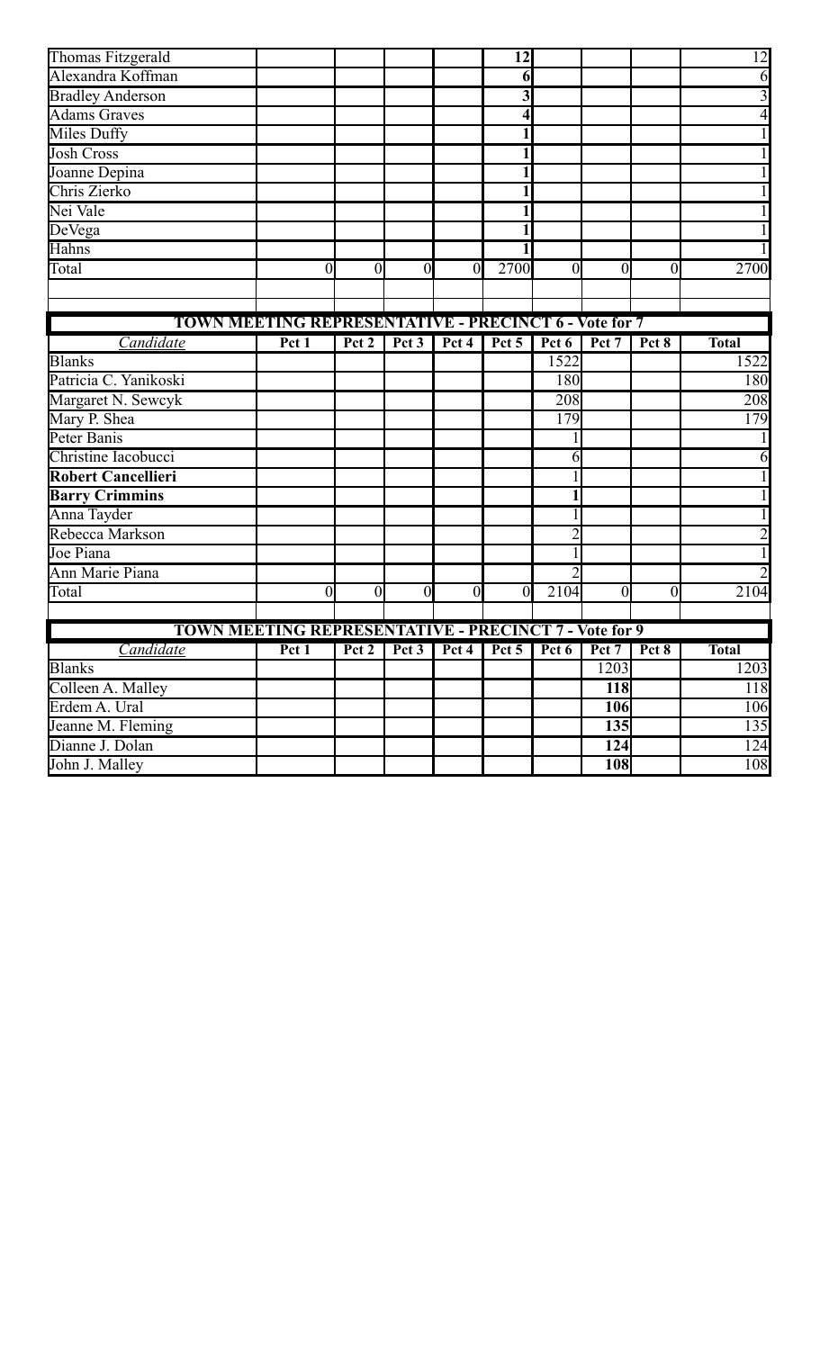| | Pct 1 | Pct 2 | Pct 3 | Pct 4 | Pct 5 | Pct 6 | Pct 7 | Pct 8 | Total |
|---|---|---|---|---|---|---|---|---|---|
| Thomas Fitzgerald | | | | | **12** | | | | 12 |
| Alexandra Koffman | | | | | **6** | | | | 6 |
| Bradley Anderson | | | | | **3** | | | | 3 |
| Adams Graves | | | | | **4** | | | | 4 |
| Miles Duffy | | | | | **1** | | | | 1 |
| Josh Cross | | | | | **1** | | | | 1 |
| Joanne Depina | | | | | **1** | | | | 1 |
| Chris Zierko | | | | | **1** | | | | 1 |
| Nei Vale | | | | | **1** | | | | 1 |
| DeVega | | | | | **1** | | | | 1 |
| Hahns | | | | | **1** | | | | 1 |
| Total | 0 | 0 | 0 | 0 | 2700 | 0 | 0 | 0 | 2700 |

**TOWN MEETING REPRESENTATIVE - PRECINCT 6 - Vote for 7**

| *Candidate* | Pct 1 | Pct 2 | Pct 3 | Pct 4 | Pct 5 | Pct 6 | Pct 7 | Pct 8 | Total |
|---|---|---|---|---|---|---|---|---|---|
| Blanks | | | | | | 1522 | | | 1522 |
| Patricia C. Yanikoski | | | | | | 180 | | | 180 |
| Margaret N. Sewcyk | | | | | | 208 | | | 208 |
| Mary P. Shea | | | | | | 179 | | | 179 |
| Peter Banis | | | | | | 1 | | | 1 |
| Christine Iacobucci | | | | | | 6 | | | 6 |
| **Robert Cancellieri** | | | | | | 1 | | | 1 |
| **Barry Crimmins** | | | | | | **1** | | | 1 |
| Anna Tayder | | | | | | 1 | | | 1 |
| Rebecca Markson | | | | | | 2 | | | 2 |
| Joe Piana | | | | | | 1 | | | 1 |
| Ann Marie Piana | | | | | | 2 | | | 2 |
| Total | 0 | 0 | 0 | 0 | 0 | 2104 | 0 | 0 | 2104 |

**TOWN MEETING REPRESENTATIVE - PRECINCT 7 - Vote for 9**

| *Candidate* | Pct 1 | Pct 2 | Pct 3 | Pct 4 | Pct 5 | Pct 6 | Pct 7 | Pct 8 | Total |
|---|---|---|---|---|---|---|---|---|---|
| Blanks | | | | | | | 1203 | | 1203 |
| Colleen A. Malley | | | | | | | **118** | | 118 |
| Erdem A. Ural | | | | | | | **106** | | 106 |
| Jeanne M. Fleming | | | | | | | **135** | | 135 |
| Dianne J. Dolan | | | | | | | **124** | | 124 |
| John J. Malley | | | | | | | **108** | | 108 |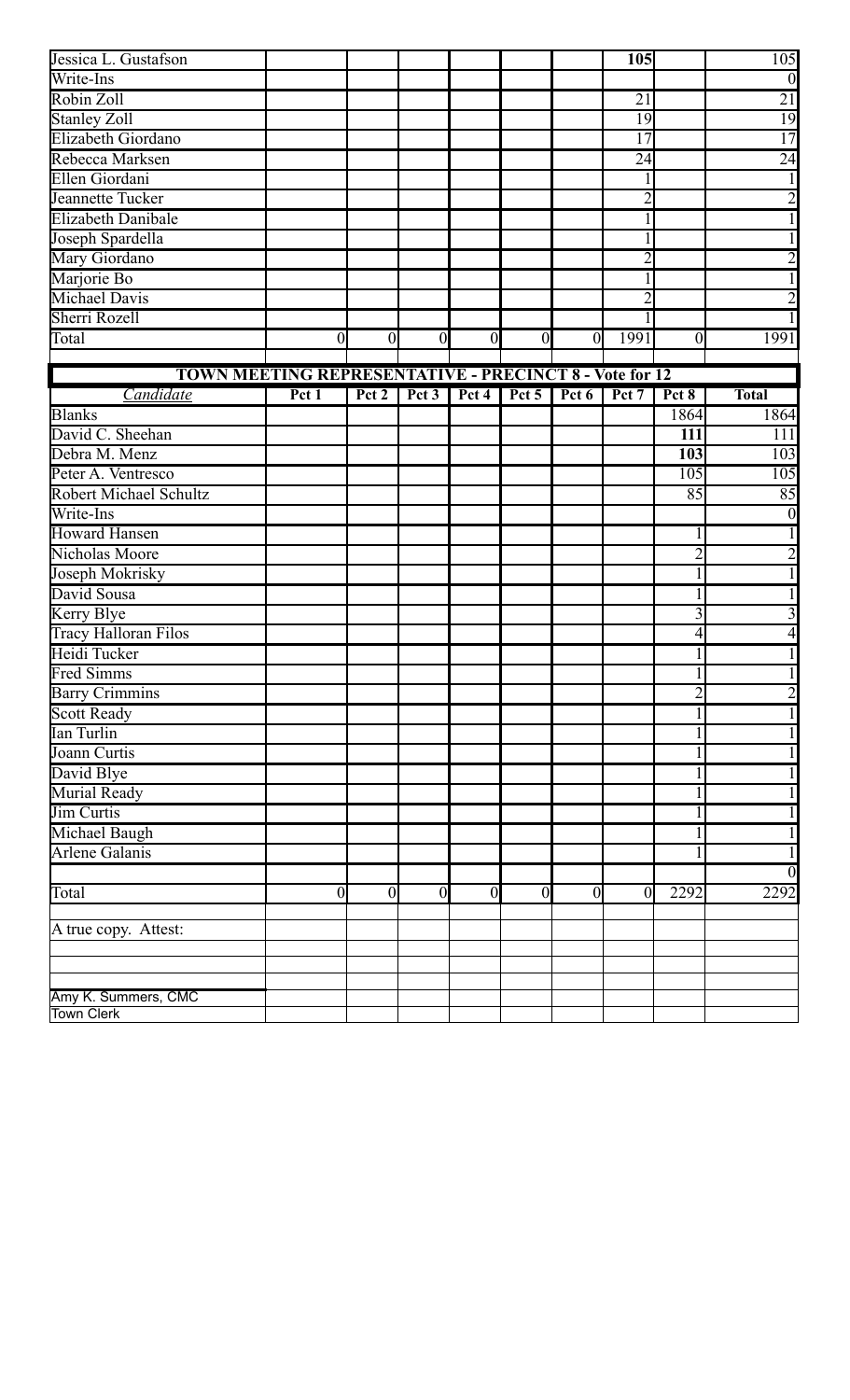| | Pct 1 | Pct 2 | Pct 3 | Pct 4 | Pct 5 | Pct 6 | Pct 7 | Pct 8 | Total |
|---|---|---|---|---|---|---|---|---|---|
| Jessica L. Gustafson | | | | | | | **105** | | 105 |
| Write-Ins | | | | | | | | | 0 |
| Robin Zoll | | | | | | | 21 | | 21 |
| Stanley Zoll | | | | | | | 19 | | 19 |
| Elizabeth Giordano | | | | | | | 17 | | 17 |
| Rebecca Marksen | | | | | | | 24 | | 24 |
| Ellen Giordani | | | | | | | 1 | | 1 |
| Jeannette Tucker | | | | | | | 2 | | 2 |
| Elizabeth Danibale | | | | | | | 1 | | 1 |
| Joseph Spardella | | | | | | | 1 | | 1 |
| Mary Giordano | | | | | | | 2 | | 2 |
| Marjorie Bo | | | | | | | 1 | | 1 |
| Michael Davis | | | | | | | 2 | | 2 |
| Sherri Rozell | | | | | | | 1 | | 1 |
| Total | 0 | 0 | 0 | 0 | 0 | 0 | 1991 | 0 | 1991 |

**TOWN MEETING REPRESENTATIVE - PRECINCT 8 - Vote for 12**

| *Candidate* | Pct 1 | Pct 2 | Pct 3 | Pct 4 | Pct 5 | Pct 6 | Pct 7 | Pct 8 | Total |
|---|---|---|---|---|---|---|---|---|---|
| Blanks | | | | | | | | 1864 | 1864 |
| David C. Sheehan | | | | | | | | **111** | 111 |
| Debra M. Menz | | | | | | | | **103** | 103 |
| Peter A. Ventresco | | | | | | | | 105 | 105 |
| Robert Michael Schultz | | | | | | | | 85 | 85 |
| Write-Ins | | | | | | | | | 0 |
| Howard Hansen | | | | | | | | 1 | 1 |
| Nicholas Moore | | | | | | | | 2 | 2 |
| Joseph Mokrisky | | | | | | | | 1 | 1 |
| David Sousa | | | | | | | | 1 | 1 |
| Kerry Blye | | | | | | | | 3 | 3 |
| Tracy Halloran Filos | | | | | | | | 4 | 4 |
| Heidi Tucker | | | | | | | | 1 | 1 |
| Fred Simms | | | | | | | | 1 | 1 |
| Barry Crimmins | | | | | | | | 2 | 2 |
| Scott Ready | | | | | | | | 1 | 1 |
| Ian Turlin | | | | | | | | 1 | 1 |
| Joann Curtis | | | | | | | | 1 | 1 |
| David Blye | | | | | | | | 1 | 1 |
| Murial Ready | | | | | | | | 1 | 1 |
| Jim Curtis | | | | | | | | 1 | 1 |
| Michael Baugh | | | | | | | | 1 | 1 |
| Arlene Galanis | | | | | | | | 1 | 1 |
| | | | | | | | | | 0 |
| Total | 0 | 0 | 0 | 0 | 0 | 0 | 0 | 2292 | 2292 |

A true copy. Attest:

Amy K. Summers, CMC
Town Clerk